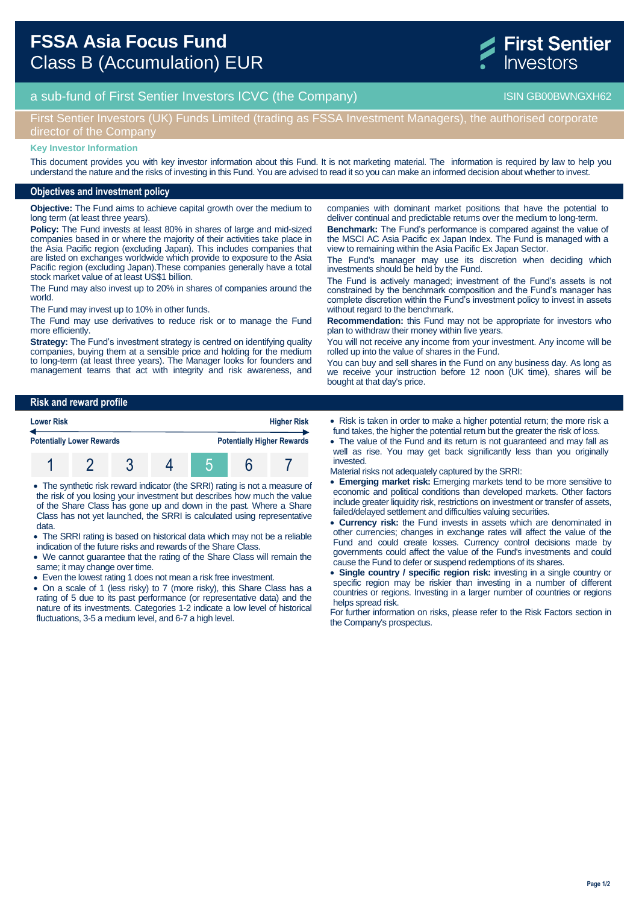# FSSA Asia Focus Fund
## Class B (Accumulation) EUR

First Sentier Investors

a sub-fund of First Sentier Investors ICVC (the Company) ISIN GB00BWNGXH62

First Sentier Investors (UK) Funds Limited (trading as FSSA Investment Managers), the authorised corporate director of the Company

**Key Investor Information**

This document provides you with key investor information about this Fund. It is not marketing material. The information is required by law to help you understand the nature and the risks of investing in this Fund. You are advised to read it so you can make an informed decision about whether to invest.

## Objectives and investment policy

**Objective:** The Fund aims to achieve capital growth over the medium to long term (at least three years).

**Policy:** The Fund invests at least 80% in shares of large and mid-sized companies based in or where the majority of their activities take place in the Asia Pacific region (excluding Japan). This includes companies that are listed on exchanges worldwide which provide to exposure to the Asia Pacific region (excluding Japan).These companies generally have a total stock market value of at least US$1 billion.

The Fund may also invest up to 20% in shares of companies around the world.

The Fund may invest up to 10% in other funds.

The Fund may use derivatives to reduce risk or to manage the Fund more efficiently.

**Strategy:** The Fund's investment strategy is centred on identifying quality companies, buying them at a sensible price and holding for the medium to long-term (at least three years). The Manager looks for founders and management teams that act with integrity and risk awareness, and companies with dominant market positions that have the potential to deliver continual and predictable returns over the medium to long-term.

**Benchmark:** The Fund's performance is compared against the value of the MSCI AC Asia Pacific ex Japan Index. The Fund is managed with a view to remaining within the Asia Pacific Ex Japan Sector.

The Fund's manager may use its discretion when deciding which investments should be held by the Fund.

The Fund is actively managed; investment of the Fund's assets is not constrained by the benchmark composition and the Fund's manager has complete discretion within the Fund's investment policy to invest in assets without regard to the benchmark.

**Recommendation:** this Fund may not be appropriate for investors who plan to withdraw their money within five years.

You will not receive any income from your investment. Any income will be rolled up into the value of shares in the Fund.

You can buy and sell shares in the Fund on any business day. As long as we receive your instruction before 12 noon (UK time), shares will be bought at that day's price.

## Risk and reward profile

| Lower Risk | | | | | | Higher Risk |
|---|---|---|---|---|---|---|
| Potentially Lower Rewards | | | | | | Potentially Higher Rewards |
| 1 | 2 | 3 | 4 | **5** | 6 | 7 |

- The synthetic risk reward indicator (the SRRI) rating is not a measure of the risk of you losing your investment but describes how much the value of the Share Class has gone up and down in the past. Where a Share Class has not yet launched, the SRRI is calculated using representative data.
- The SRRI rating is based on historical data which may not be a reliable indication of the future risks and rewards of the Share Class.
- We cannot guarantee that the rating of the Share Class will remain the same; it may change over time.
- Even the lowest rating 1 does not mean a risk free investment.
- On a scale of 1 (less risky) to 7 (more risky), this Share Class has a rating of 5 due to its past performance (or representative data) and the nature of its investments. Categories 1-2 indicate a low level of historical fluctuations, 3-5 a medium level, and 6-7 a high level.
- Risk is taken in order to make a higher potential return; the more risk a fund takes, the higher the potential return but the greater the risk of loss.
- The value of the Fund and its return is not guaranteed and may fall as well as rise. You may get back significantly less than you originally invested.

Material risks not adequately captured by the SRRI:

- **Emerging market risk:** Emerging markets tend to be more sensitive to economic and political conditions than developed markets. Other factors include greater liquidity risk, restrictions on investment or transfer of assets, failed/delayed settlement and difficulties valuing securities.
- **Currency risk:** the Fund invests in assets which are denominated in other currencies; changes in exchange rates will affect the value of the Fund and could create losses. Currency control decisions made by governments could affect the value of the Fund's investments and could cause the Fund to defer or suspend redemptions of its shares.
- **Single country / specific region risk:** investing in a single country or specific region may be riskier than investing in a number of different countries or regions. Investing in a larger number of countries or regions helps spread risk.

For further information on risks, please refer to the Risk Factors section in the Company's prospectus.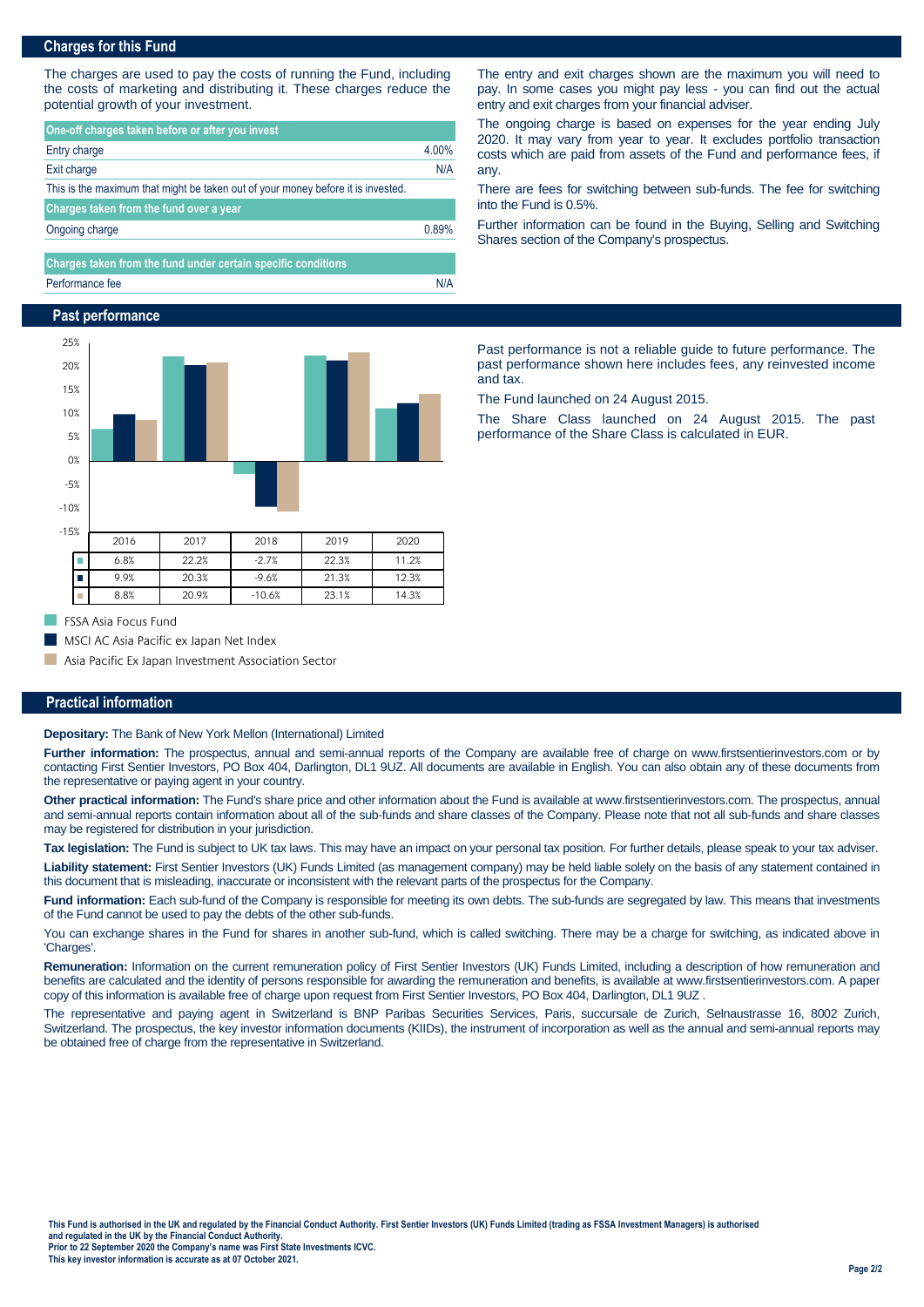## Charges for this Fund

The charges are used to pay the costs of running the Fund, including the costs of marketing and distributing it. These charges reduce the potential growth of your investment.

| One-off charges taken before or after you invest | |
|---|---|
| Entry charge | 4.00% |
| Exit charge | N/A |
| This is the maximum that might be taken out of your money before it is invested. | |
| **Charges taken from the fund over a year** | |
| Ongoing charge | 0.89% |
| **Charges taken from the fund under certain specific conditions** | |
| Performance fee | N/A |

The entry and exit charges shown are the maximum you will need to pay. In some cases you might pay less - you can find out the actual entry and exit charges from your financial adviser.

The ongoing charge is based on expenses for the year ending July 2020. It may vary from year to year. It excludes portfolio transaction costs which are paid from assets of the Fund and performance fees, if any.

There are fees for switching between sub-funds. The fee for switching into the Fund is 0.5%.

Further information can be found in the Buying, Selling and Switching Shares section of the Company's prospectus.

## Past performance

25%
20%
15%
10%
5%
0%
-5%
-10%
-15%

2016 2017 2018 2019 2020

FSSA Asia Focus Fund: 6.8% 22.2% -2.7% 22.3% 11.2%

MSCI AC Asia Pacific ex Japan Net Index: 9.9% 20.3% -9.6% 21.3% 12.3%

Asia Pacific Ex Japan Investment Association Sector: 8.8% 20.9% -10.6% 23.1% 14.3%

Past performance is not a reliable guide to future performance. The past performance shown here includes fees, any reinvested income and tax.

The Fund launched on 24 August 2015.

The Share Class launched on 24 August 2015. The past performance of the Share Class is calculated in EUR.

## Practical information

**Depositary:** The Bank of New York Mellon (International) Limited

**Further information:** The prospectus, annual and semi-annual reports of the Company are available free of charge on www.firstsentierinvestors.com or by contacting First Sentier Investors, PO Box 404, Darlington, DL1 9UZ. All documents are available in English. You can also obtain any of these documents from the representative or paying agent in your country.

**Other practical information:** The Fund's share price and other information about the Fund is available at www.firstsentierinvestors.com. The prospectus, annual and semi-annual reports contain information about all of the sub-funds and share classes of the Company. Please note that not all sub-funds and share classes may be registered for distribution in your jurisdiction.

**Tax legislation:** The Fund is subject to UK tax laws. This may have an impact on your personal tax position. For further details, please speak to your tax adviser.

**Liability statement:** First Sentier Investors (UK) Funds Limited (as management company) may be held liable solely on the basis of any statement contained in this document that is misleading, inaccurate or inconsistent with the relevant parts of the prospectus for the Company.

**Fund information:** Each sub-fund of the Company is responsible for meeting its own debts. The sub-funds are segregated by law. This means that investments of the Fund cannot be used to pay the debts of the other sub-funds.

You can exchange shares in the Fund for shares in another sub-fund, which is called switching. There may be a charge for switching, as indicated above in 'Charges'.

**Remuneration:** Information on the current remuneration policy of First Sentier Investors (UK) Funds Limited, including a description of how remuneration and benefits are calculated and the identity of persons responsible for awarding the remuneration and benefits, is available at www.firstsentierinvestors.com. A paper copy of this information is available free of charge upon request from First Sentier Investors, PO Box 404, Darlington, DL1 9UZ .

The representative and paying agent in Switzerland is BNP Paribas Securities Services, Paris, succursale de Zurich, Selnaustrasse 16, 8002 Zurich, Switzerland. The prospectus, the key investor information documents (KIIDs), the instrument of incorporation as well as the annual and semi-annual reports may be obtained free of charge from the representative in Switzerland.

**This Fund is authorised in the UK and regulated by the Financial Conduct Authority. First Sentier Investors (UK) Funds Limited (trading as FSSA Investment Managers) is authorised and regulated in the UK by the Financial Conduct Authority.**
**Prior to 22 September 2020 the Company's name was First State Investments ICVC.**
**This key investor information is accurate as at 07 October 2021.**